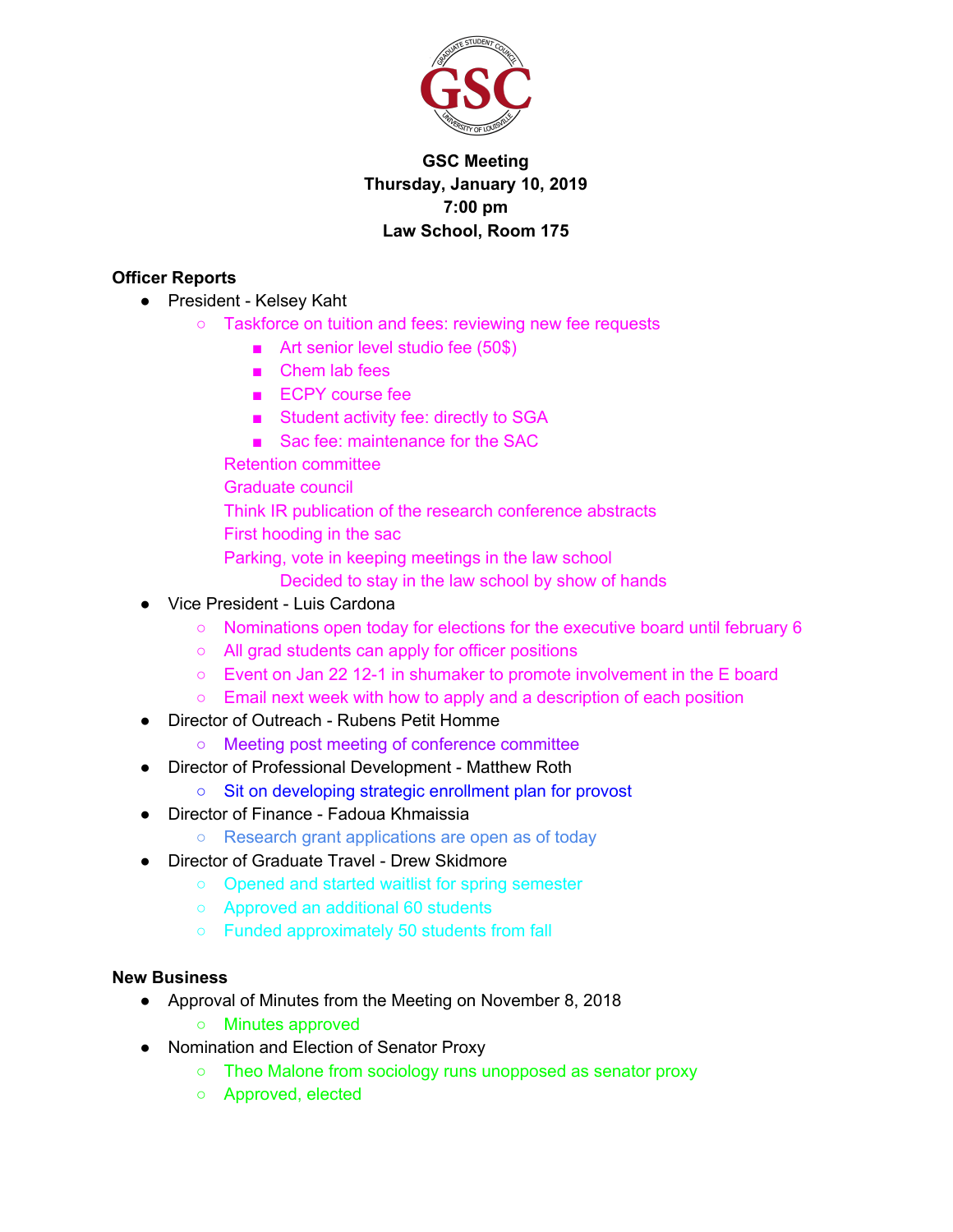**GSC Meeting**
**Thursday, January 10, 2019**
**7:00 pm**
**Law School, Room 175**

**Officer Reports**

- President - Kelsey Kaht
  - Taskforce on tuition and fees: reviewing new fee requests
    - Art senior level studio fee (50$)
    - Chem lab fees
    - ECPY course fee
    - Student activity fee: directly to SGA
    - Sac fee: maintenance for the SAC

    Retention committee

    Graduate council

    Think IR publication of the research conference abstracts

    First hooding in the sac

    Parking, vote in keeping meetings in the law school

      Decided to stay in the law school by show of hands
- Vice President - Luis Cardona
  - Nominations open today for elections for the executive board until february 6
  - All grad students can apply for officer positions
  - Event on Jan 22 12-1 in shumaker to promote involvement in the E board
  - Email next week with how to apply and a description of each position
- Director of Outreach - Rubens Petit Homme
  - Meeting post meeting of conference committee
- Director of Professional Development - Matthew Roth
  - Sit on developing strategic enrollment plan for provost
- Director of Finance - Fadoua Khmaissia
  - Research grant applications are open as of today
- Director of Graduate Travel - Drew Skidmore
  - Opened and started waitlist for spring semester
  - Approved an additional 60 students
  - Funded approximately 50 students from fall

**New Business**

- Approval of Minutes from the Meeting on November 8, 2018
  - Minutes approved
- Nomination and Election of Senator Proxy
  - Theo Malone from sociology runs unopposed as senator proxy
  - Approved, elected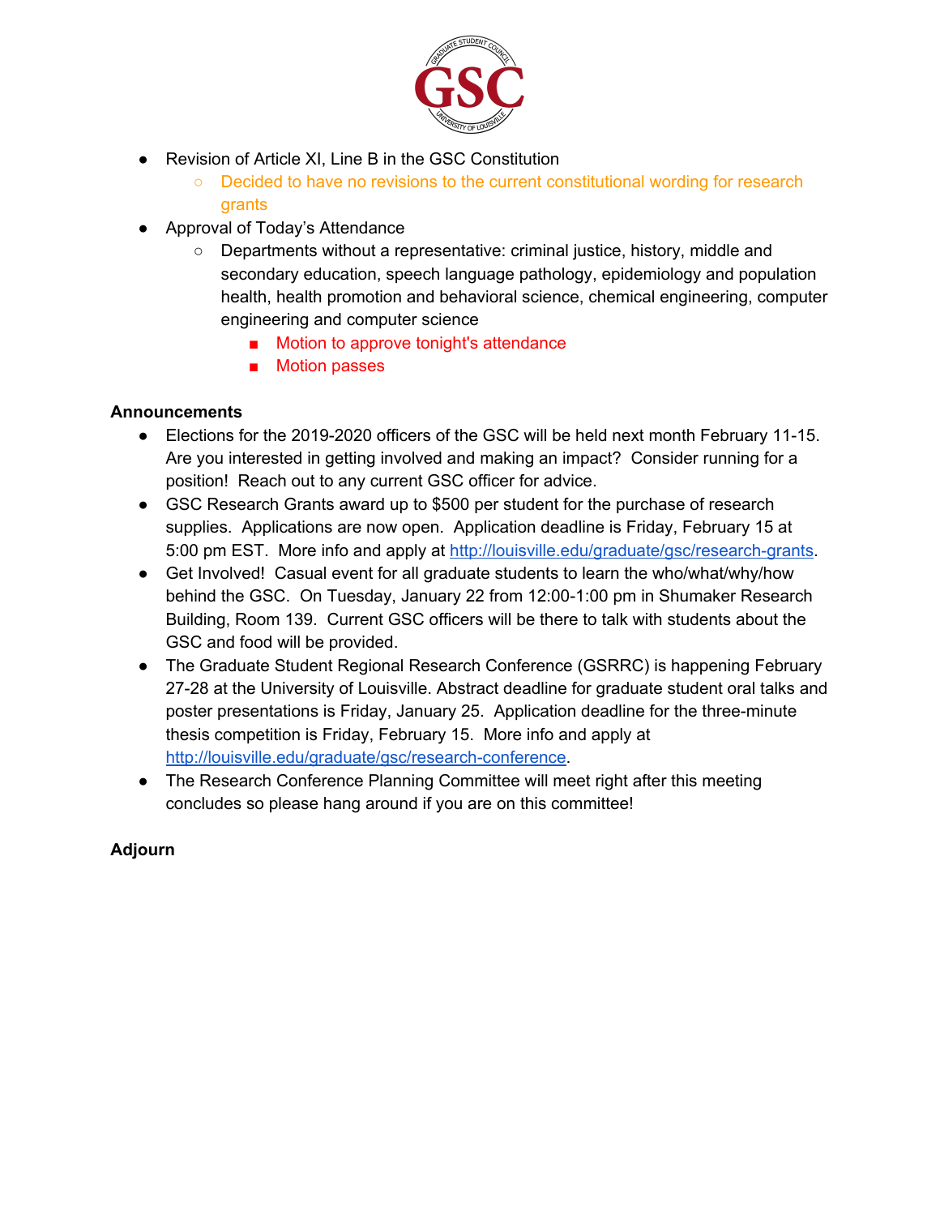- Revision of Article XI, Line B in the GSC Constitution
  - Decided to have no revisions to the current constitutional wording for research grants
- Approval of Today's Attendance
  - Departments without a representative: criminal justice, history, middle and secondary education, speech language pathology, epidemiology and population health, health promotion and behavioral science, chemical engineering, computer engineering and computer science
    - Motion to approve tonight's attendance
    - Motion passes

**Announcements**

- Elections for the 2019-2020 officers of the GSC will be held next month February 11-15. Are you interested in getting involved and making an impact? Consider running for a position! Reach out to any current GSC officer for advice.
- GSC Research Grants award up to $500 per student for the purchase of research supplies. Applications are now open. Application deadline is Friday, February 15 at 5:00 pm EST. More info and apply at [http://louisville.edu/graduate/gsc/research-grants](http://louisville.edu/graduate/gsc/research-grants).
- Get Involved! Casual event for all graduate students to learn the who/what/why/how behind the GSC. On Tuesday, January 22 from 12:00-1:00 pm in Shumaker Research Building, Room 139. Current GSC officers will be there to talk with students about the GSC and food will be provided.
- The Graduate Student Regional Research Conference (GSRRC) is happening February 27-28 at the University of Louisville. Abstract deadline for graduate student oral talks and poster presentations is Friday, January 25. Application deadline for the three-minute thesis competition is Friday, February 15. More info and apply at [http://louisville.edu/graduate/gsc/research-conference](http://louisville.edu/graduate/gsc/research-conference).
- The Research Conference Planning Committee will meet right after this meeting concludes so please hang around if you are on this committee!

**Adjourn**